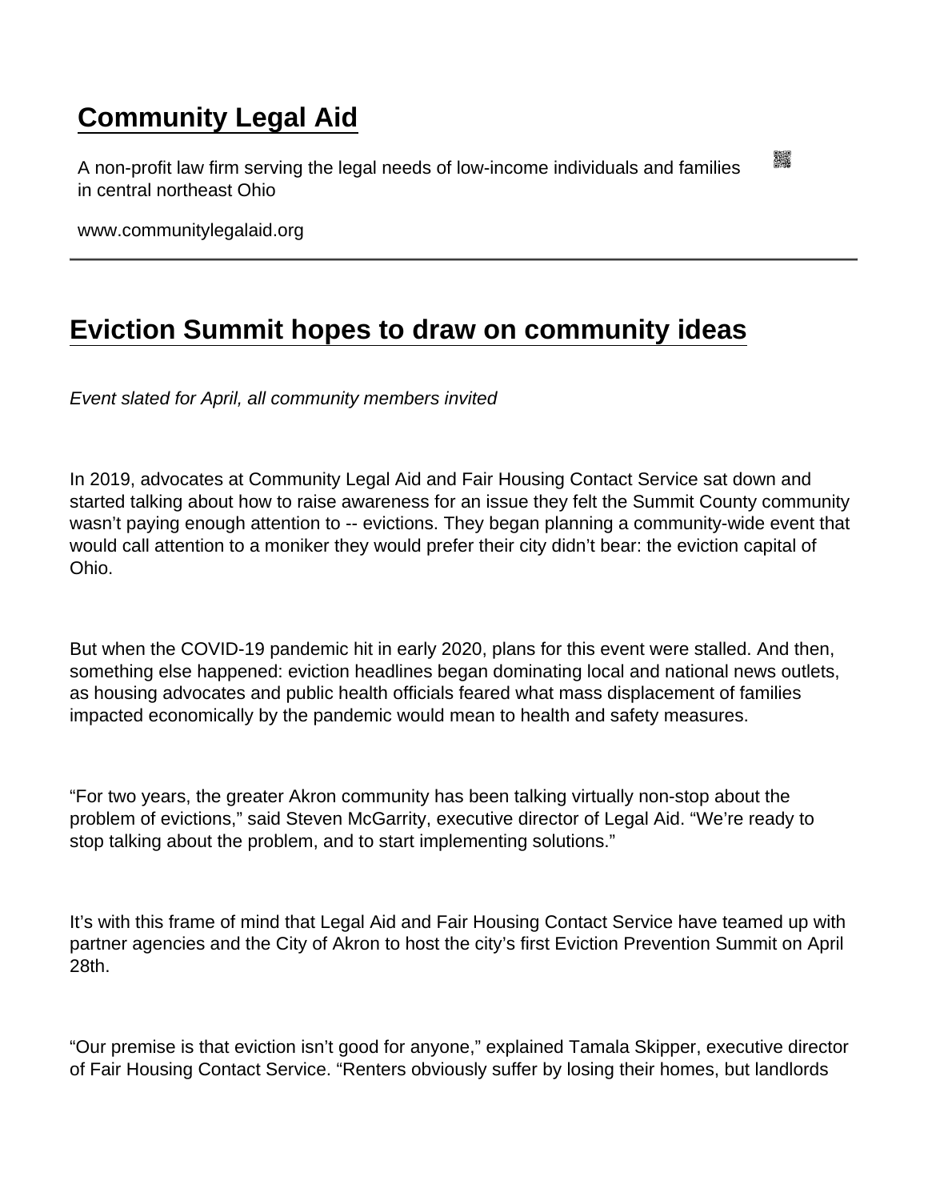# Community Legal Aid

A non-profit law firm serving the legal needs of low-income individuals and families in central northeast Ohio

www.communitylegalaid.org

## Eviction Summit hopes to draw on community ideas

*Event slated for April, all community members invited*

In 2019, advocates at Community Legal Aid and Fair Housing Contact Service sat down and started talking about how to raise awareness for an issue they felt the Summit County community wasn't paying enough attention to -- evictions. They began planning a community-wide event that would call attention to a moniker they would prefer their city didn't bear: the eviction capital of Ohio.

But when the COVID-19 pandemic hit in early 2020, plans for this event were stalled. And then, something else happened: eviction headlines began dominating local and national news outlets, as housing advocates and public health officials feared what mass displacement of families impacted economically by the pandemic would mean to health and safety measures.

"For two years, the greater Akron community has been talking virtually non-stop about the problem of evictions," said Steven McGarrity, executive director of Legal Aid. "We're ready to stop talking about the problem, and to start implementing solutions."

It's with this frame of mind that Legal Aid and Fair Housing Contact Service have teamed up with partner agencies and the City of Akron to host the city's first Eviction Prevention Summit on April 28th.

"Our premise is that eviction isn't good for anyone," explained Tamala Skipper, executive director of Fair Housing Contact Service. "Renters obviously suffer by losing their homes, but landlords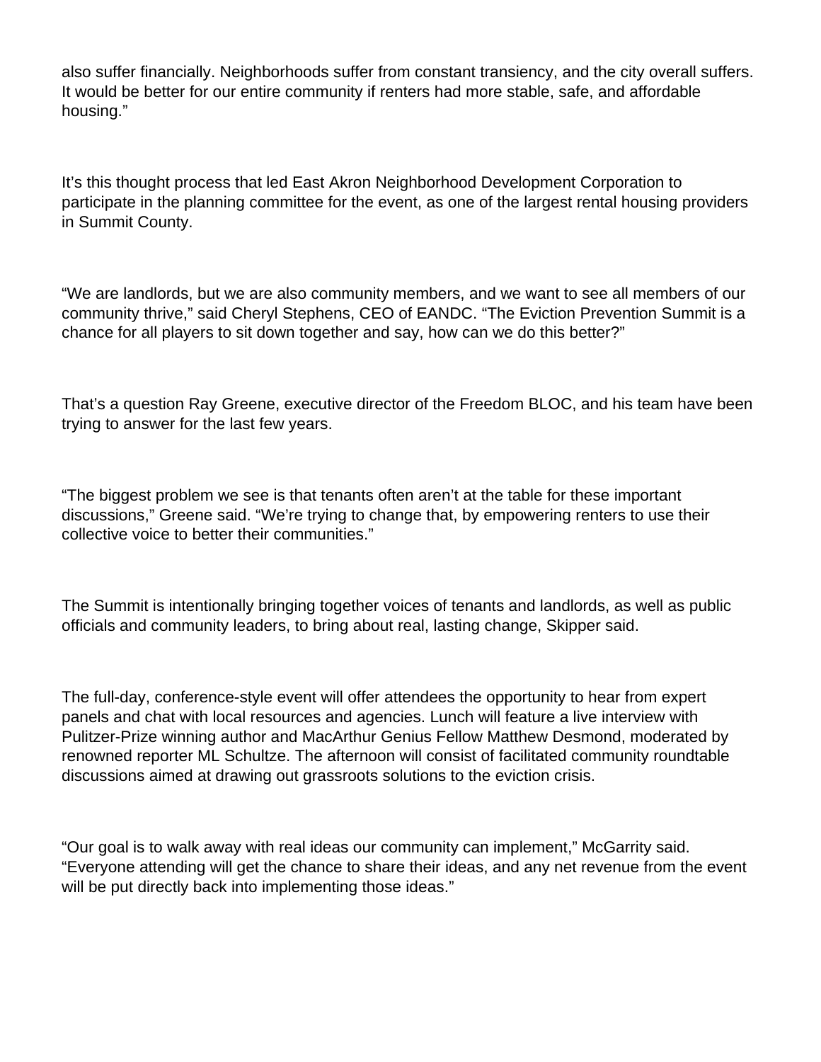also suffer financially. Neighborhoods suffer from constant transiency, and the city overall suffers. It would be better for our entire community if renters had more stable, safe, and affordable housing."

It's this thought process that led East Akron Neighborhood Development Corporation to participate in the planning committee for the event, as one of the largest rental housing providers in Summit County.

"We are landlords, but we are also community members, and we want to see all members of our community thrive," said Cheryl Stephens, CEO of EANDC. "The Eviction Prevention Summit is a chance for all players to sit down together and say, how can we do this better?"

That's a question Ray Greene, executive director of the Freedom BLOC, and his team have been trying to answer for the last few years.

"The biggest problem we see is that tenants often aren't at the table for these important discussions," Greene said. "We're trying to change that, by empowering renters to use their collective voice to better their communities."

The Summit is intentionally bringing together voices of tenants and landlords, as well as public officials and community leaders, to bring about real, lasting change, Skipper said.

The full-day, conference-style event will offer attendees the opportunity to hear from expert panels and chat with local resources and agencies. Lunch will feature a live interview with Pulitzer-Prize winning author and MacArthur Genius Fellow Matthew Desmond, moderated by renowned reporter ML Schultze. The afternoon will consist of facilitated community roundtable discussions aimed at drawing out grassroots solutions to the eviction crisis.

"Our goal is to walk away with real ideas our community can implement," McGarrity said. "Everyone attending will get the chance to share their ideas, and any net revenue from the event will be put directly back into implementing those ideas."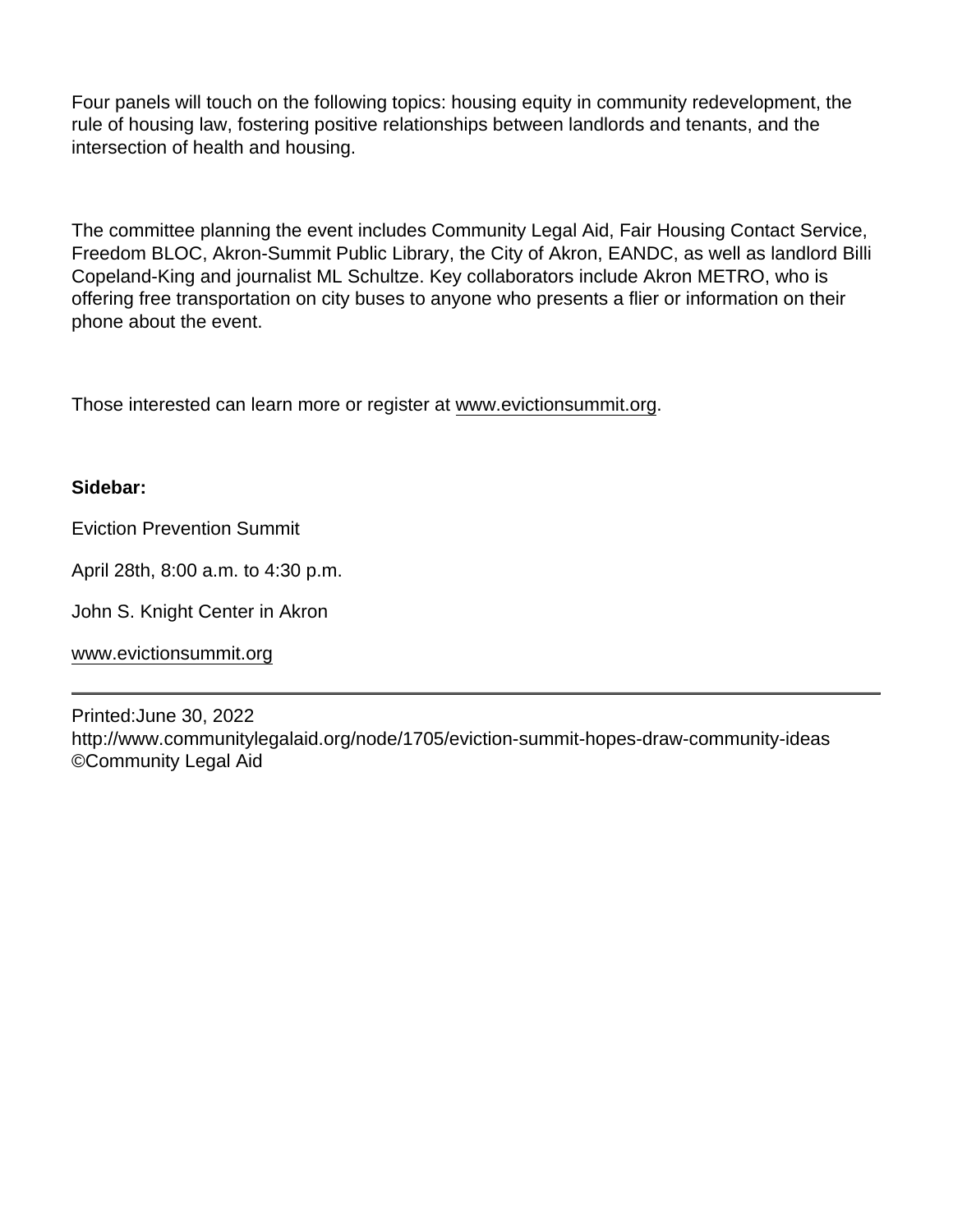Four panels will touch on the following topics: housing equity in community redevelopment, the rule of housing law, fostering positive relationships between landlords and tenants, and the intersection of health and housing.

The committee planning the event includes Community Legal Aid, Fair Housing Contact Service, Freedom BLOC, Akron-Summit Public Library, the City of Akron, EANDC, as well as landlord Billi Copeland-King and journalist ML Schultze. Key collaborators include Akron METRO, who is offering free transportation on city buses to anyone who presents a flier or information on their phone about the event.

Those interested can learn more or register at www.evictionsummit.org.

**Sidebar:**

Eviction Prevention Summit

April 28th, 8:00 a.m. to 4:30 p.m.

John S. Knight Center in Akron

www.evictionsummit.org

---

Printed:June 30, 2022
http://www.communitylegalaid.org/node/1705/eviction-summit-hopes-draw-community-ideas
©Community Legal Aid